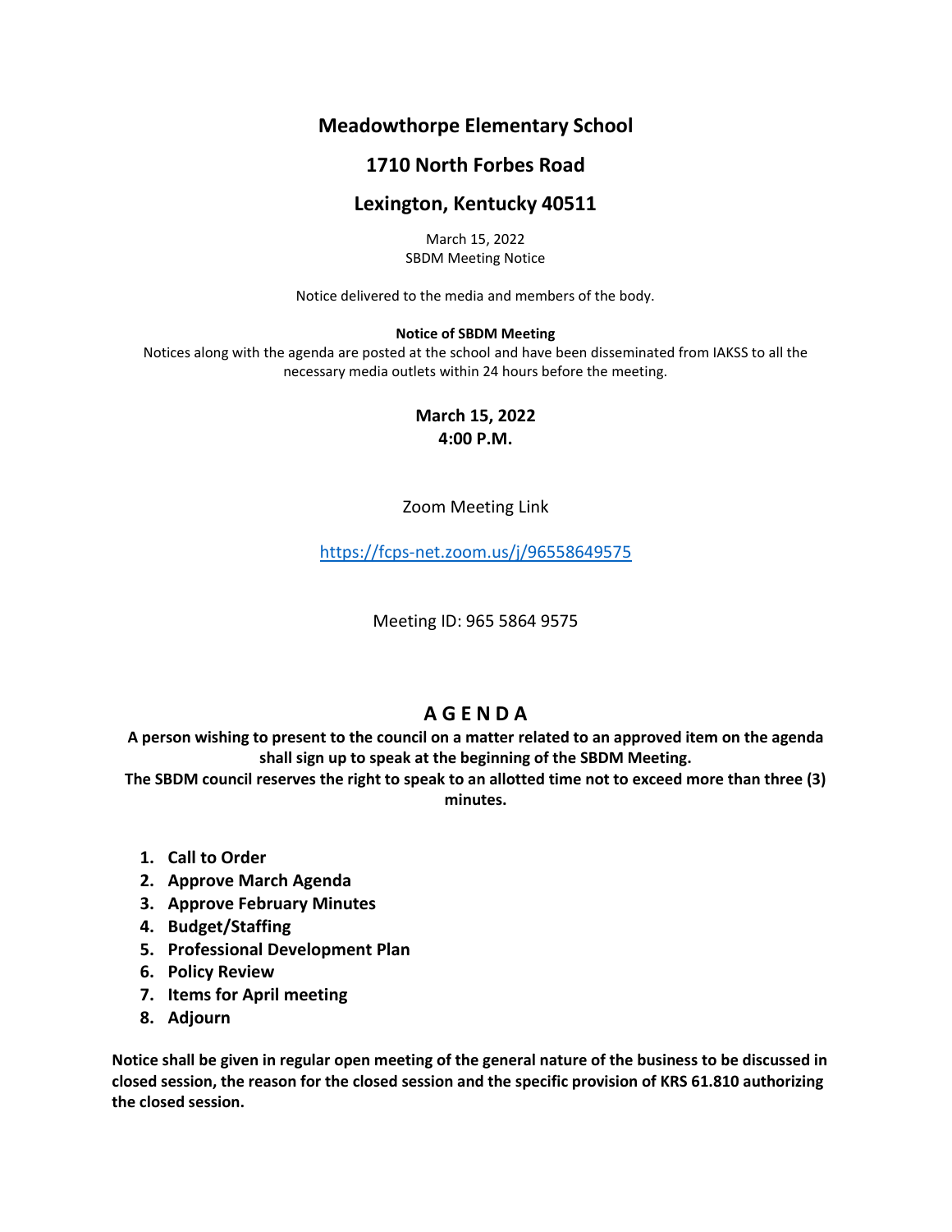# Meadowthorpe Elementary School

# 1710 North Forbes Road

# Lexington, Kentucky 40511

March 15, 2022
SBDM Meeting Notice

Notice delivered to the media and members of the body.

**Notice of SBDM Meeting**

Notices along with the agenda are posted at the school and have been disseminated from IAKSS to all the necessary media outlets within 24 hours before the meeting.

**March 15, 2022**
**4:00 P.M.**

Zoom Meeting Link

https://fcps-net.zoom.us/j/96558649575

Meeting ID: 965 5864 9575

## A G E N D A

**A person wishing to present to the council on a matter related to an approved item on the agenda shall sign up to speak at the beginning of the SBDM Meeting.**
**The SBDM council reserves the right to speak to an allotted time not to exceed more than three (3) minutes.**

1. **Call to Order**
2. **Approve March Agenda**
3. **Approve February Minutes**
4. **Budget/Staffing**
5. **Professional Development Plan**
6. **Policy Review**
7. **Items for April meeting**
8. **Adjourn**

**Notice shall be given in regular open meeting of the general nature of the business to be discussed in closed session, the reason for the closed session and the specific provision of KRS 61.810 authorizing the closed session.**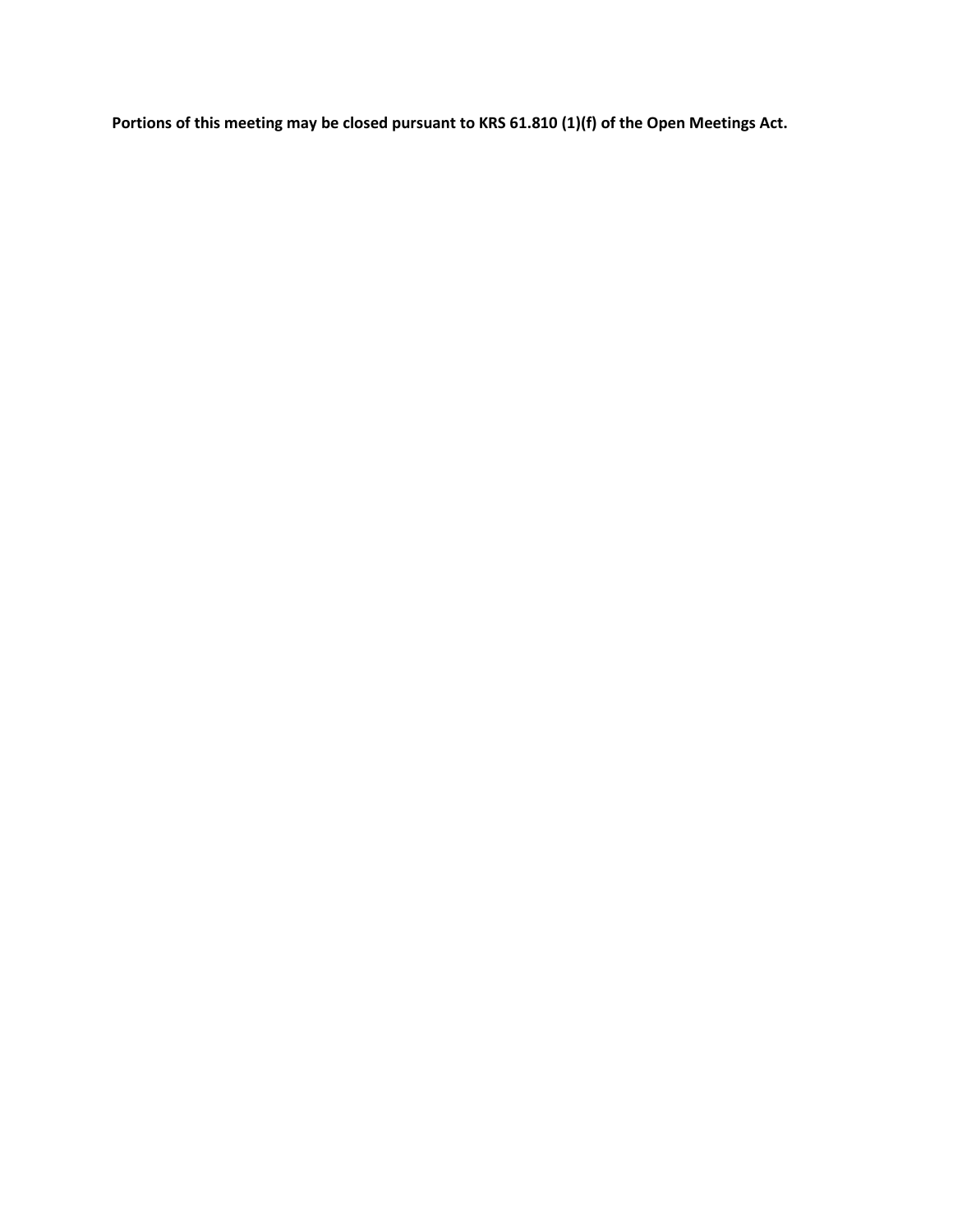**Portions of this meeting may be closed pursuant to KRS 61.810 (1)(f) of the Open Meetings Act.**